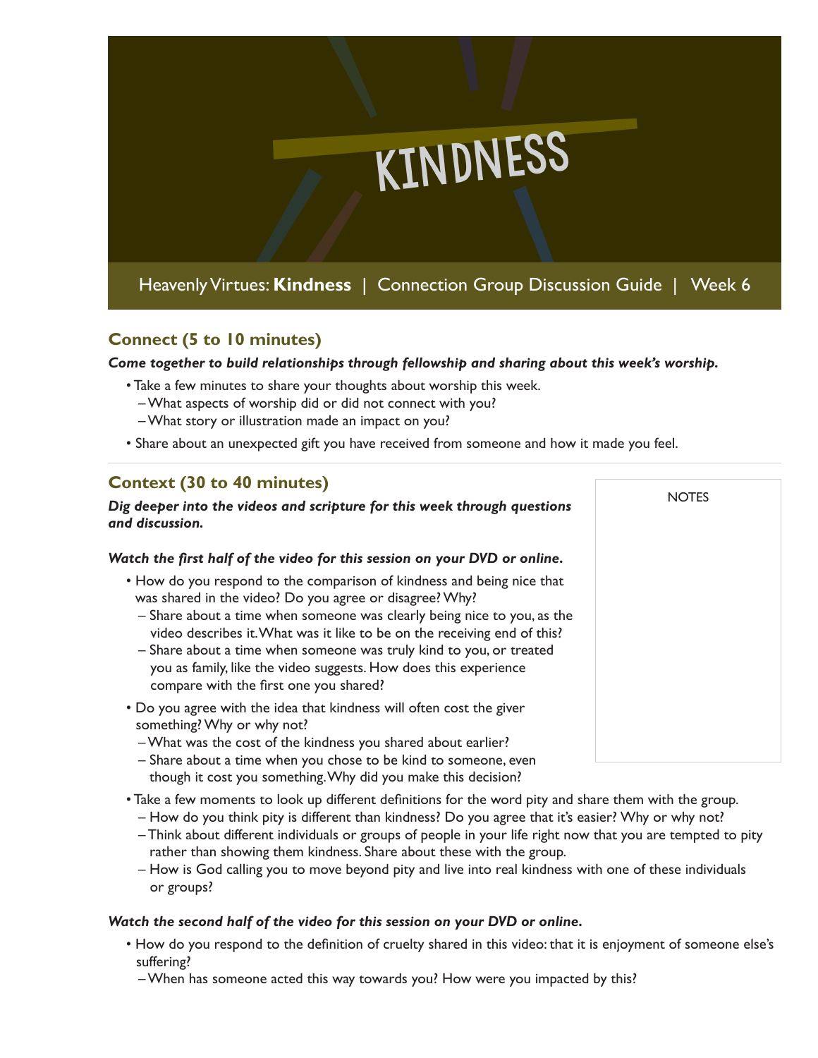# KINDNESS

Heavenly Virtues: **Kindness** | Connection Group Discussion Guide | Week 6

## Connect (5 to 10 minutes)

***Come together to build relationships through fellowship and sharing about this week's worship.***

- Take a few minutes to share your thoughts about worship this week.
  - What aspects of worship did or did not connect with you?
  - What story or illustration made an impact on you?
- Share about an unexpected gift you have received from someone and how it made you feel.

## Context (30 to 40 minutes)

***Dig deeper into the videos and scripture for this week through questions and discussion.***

NOTES

***Watch the first half of the video for this session on your DVD or online.***

- How do you respond to the comparison of kindness and being nice that was shared in the video? Do you agree or disagree? Why?
  - Share about a time when someone was clearly being nice to you, as the video describes it. What was it like to be on the receiving end of this?
  - Share about a time when someone was truly kind to you, or treated you as family, like the video suggests. How does this experience compare with the first one you shared?
- Do you agree with the idea that kindness will often cost the giver something? Why or why not?
  - What was the cost of the kindness you shared about earlier?
  - Share about a time when you chose to be kind to someone, even though it cost you something. Why did you make this decision?
- Take a few moments to look up different definitions for the word pity and share them with the group.
  - How do you think pity is different than kindness? Do you agree that it's easier? Why or why not?
  - Think about different individuals or groups of people in your life right now that you are tempted to pity rather than showing them kindness. Share about these with the group.
  - How is God calling you to move beyond pity and live into real kindness with one of these individuals or groups?

***Watch the second half of the video for this session on your DVD or online.***

- How do you respond to the definition of cruelty shared in this video: that it is enjoyment of someone else's suffering?
  - When has someone acted this way towards you? How were you impacted by this?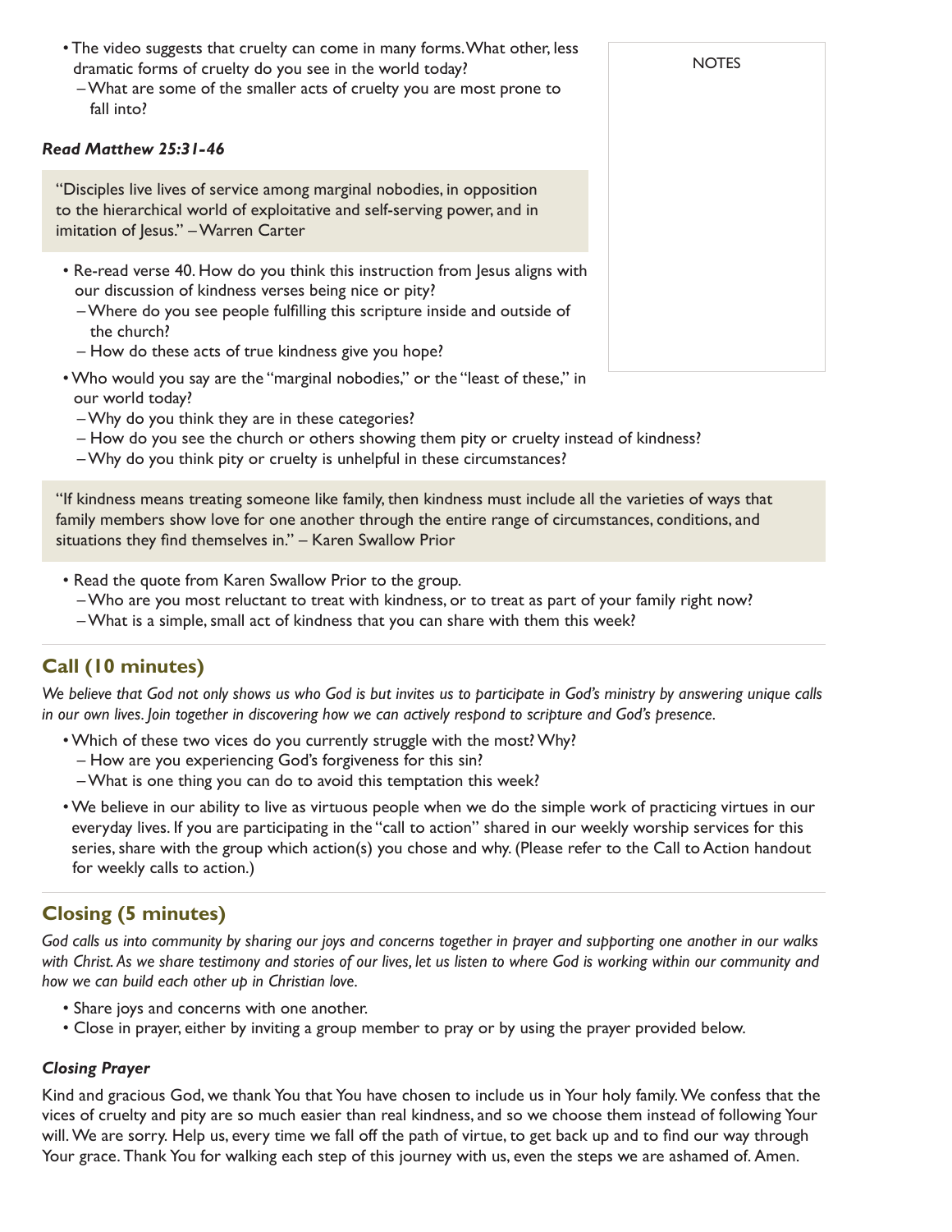- The video suggests that cruelty can come in many forms. What other, less dramatic forms of cruelty do you see in the world today?
  - What are some of the smaller acts of cruelty you are most prone to fall into?

NOTES

***Read Matthew 25:31-46***

> "Disciples live lives of service among marginal nobodies, in opposition to the hierarchical world of exploitative and self-serving power, and in imitation of Jesus." – Warren Carter

- Re-read verse 40. How do you think this instruction from Jesus aligns with our discussion of kindness verses being nice or pity?
  - Where do you see people fulfilling this scripture inside and outside of the church?
  - How do these acts of true kindness give you hope?
- Who would you say are the "marginal nobodies," or the "least of these," in our world today?
  - Why do you think they are in these categories?
  - How do you see the church or others showing them pity or cruelty instead of kindness?
  - Why do you think pity or cruelty is unhelpful in these circumstances?

> "If kindness means treating someone like family, then kindness must include all the varieties of ways that family members show love for one another through the entire range of circumstances, conditions, and situations they find themselves in." – Karen Swallow Prior

- Read the quote from Karen Swallow Prior to the group.
  - Who are you most reluctant to treat with kindness, or to treat as part of your family right now?
  - What is a simple, small act of kindness that you can share with them this week?

## Call (10 minutes)

*We believe that God not only shows us who God is but invites us to participate in God's ministry by answering unique calls in our own lives. Join together in discovering how we can actively respond to scripture and God's presence.*

- Which of these two vices do you currently struggle with the most? Why?
  - How are you experiencing God's forgiveness for this sin?
  - What is one thing you can do to avoid this temptation this week?
- We believe in our ability to live as virtuous people when we do the simple work of practicing virtues in our everyday lives. If you are participating in the "call to action" shared in our weekly worship services for this series, share with the group which action(s) you chose and why. (Please refer to the Call to Action handout for weekly calls to action.)

## Closing (5 minutes)

*God calls us into community by sharing our joys and concerns together in prayer and supporting one another in our walks with Christ. As we share testimony and stories of our lives, let us listen to where God is working within our community and how we can build each other up in Christian love.*

- Share joys and concerns with one another.
- Close in prayer, either by inviting a group member to pray or by using the prayer provided below.

***Closing Prayer***

Kind and gracious God, we thank You that You have chosen to include us in Your holy family. We confess that the vices of cruelty and pity are so much easier than real kindness, and so we choose them instead of following Your will. We are sorry. Help us, every time we fall off the path of virtue, to get back up and to find our way through Your grace. Thank You for walking each step of this journey with us, even the steps we are ashamed of. Amen.